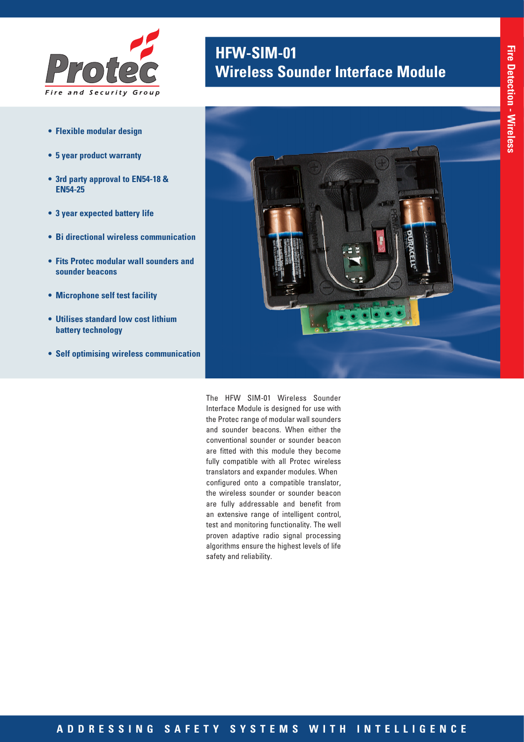Protec
Fire and Security Group

# HFW-SIM-01
# Wireless Sounder Interface Module

Fire Detection - Wireless

- **Flexible modular design**
- **5 year product warranty**
- **3rd party approval to EN54-18 & EN54-25**
- **3 year expected battery life**
- **Bi directional wireless communication**
- **Fits Protec modular wall sounders and sounder beacons**
- **Microphone self test facility**
- **Utilises standard low cost lithium battery technology**
- **Self optimising wireless communication**

The HFW SIM-01 Wireless Sounder Interface Module is designed for use with the Protec range of modular wall sounders and sounder beacons. When either the conventional sounder or sounder beacon are fitted with this module they become fully compatible with all Protec wireless translators and expander modules. When configured onto a compatible translator, the wireless sounder or sounder beacon are fully addressable and benefit from an extensive range of intelligent control, test and monitoring functionality. The well proven adaptive radio signal processing algorithms ensure the highest levels of life safety and reliability.

ADDRESSING SAFETY SYSTEMS WITH INTELLIGENCE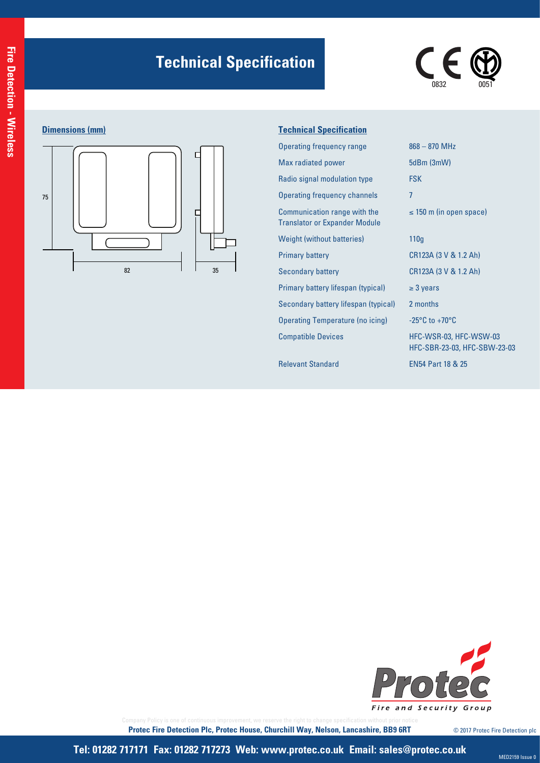# Technical Specification

0832 0051

## Dimensions (mm)

75

82

35

## Technical Specification

| | |
|---|---|
| Operating frequency range | 868 – 870 MHz |
| Max radiated power | 5dBm (3mW) |
| Radio signal modulation type | FSK |
| Operating frequency channels | 7 |
| Communication range with the Translator or Expander Module | ≤ 150 m (in open space) |
| Weight (without batteries) | 110g |
| Primary battery | CR123A (3 V & 1.2 Ah) |
| Secondary battery | CR123A (3 V & 1.2 Ah) |
| Primary battery lifespan (typical) | ≥ 3 years |
| Secondary battery lifespan (typical) | 2 months |
| Operating Temperature (no icing) | -25°C to +70°C |
| Compatible Devices | HFC-WSR-03, HFC-WSW-03 HFC-SBR-23-03, HFC-SBW-23-03 |
| Relevant Standard | EN54 Part 18 & 25 |

Protec

Fire and Security Group

Company Policy is one of continuous improvement, we reserve the right to change specification without prior notice

**Protec Fire Detection Plc, Protec House, Churchill Way, Nelson, Lancashire, BB9 6RT**

© 2017 Protec Fire Detection plc

**Tel: 01282 717171 Fax: 01282 717273 Web: www.protec.co.uk Email: sales@protec.co.uk**

MED2159 Issue 0